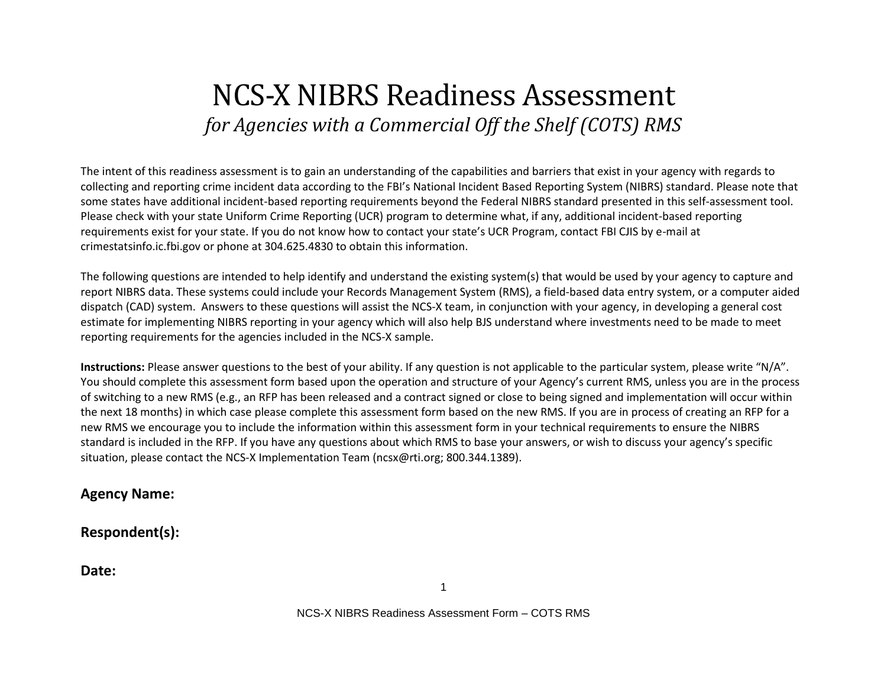# NCS-X NIBRS Readiness Assessment

## *for Agencies with a Commercial Off the Shelf (COTS) RMS*

The intent of this readiness assessment is to gain an understanding of the capabilities and barriers that exist in your agency with regards to collecting and reporting crime incident data according to the FBI's National Incident Based Reporting System (NIBRS) standard. Please note that some states have additional incident-based reporting requirements beyond the Federal NIBRS standard presented in this self-assessment tool. Please check with your state Uniform Crime Reporting (UCR) program to determine what, if any, additional incident-based reporting requirements exist for your state. If you do not know how to contact your state's UCR Program, contact FBI CJIS by e-mail at crimestatsinfo.ic.fbi.gov or phone at 304.625.4830 to obtain this information.

The following questions are intended to help identify and understand the existing system(s) that would be used by your agency to capture and report NIBRS data. These systems could include your Records Management System (RMS), a field-based data entry system, or a computer aided dispatch (CAD) system. Answers to these questions will assist the NCS-X team, in conjunction with your agency, in developing a general cost estimate for implementing NIBRS reporting in your agency which will also help BJS understand where investments need to be made to meet reporting requirements for the agencies included in the NCS-X sample.

**Instructions:** Please answer questions to the best of your ability. If any question is not applicable to the particular system, please write "N/A". You should complete this assessment form based upon the operation and structure of your Agency's current RMS, unless you are in the process of switching to a new RMS (e.g., an RFP has been released and a contract signed or close to being signed and implementation will occur within the next 18 months) in which case please complete this assessment form based on the new RMS. If you are in process of creating an RFP for a new RMS we encourage you to include the information within this assessment form in your technical requirements to ensure the NIBRS standard is included in the RFP. If you have any questions about which RMS to base your answers, or wish to discuss your agency's specific situation, please contact the NCS-X Implementation Team (ncsx@rti.org; 800.344.1389).

**Agency Name:**

**Respondent(s):**

**Date:**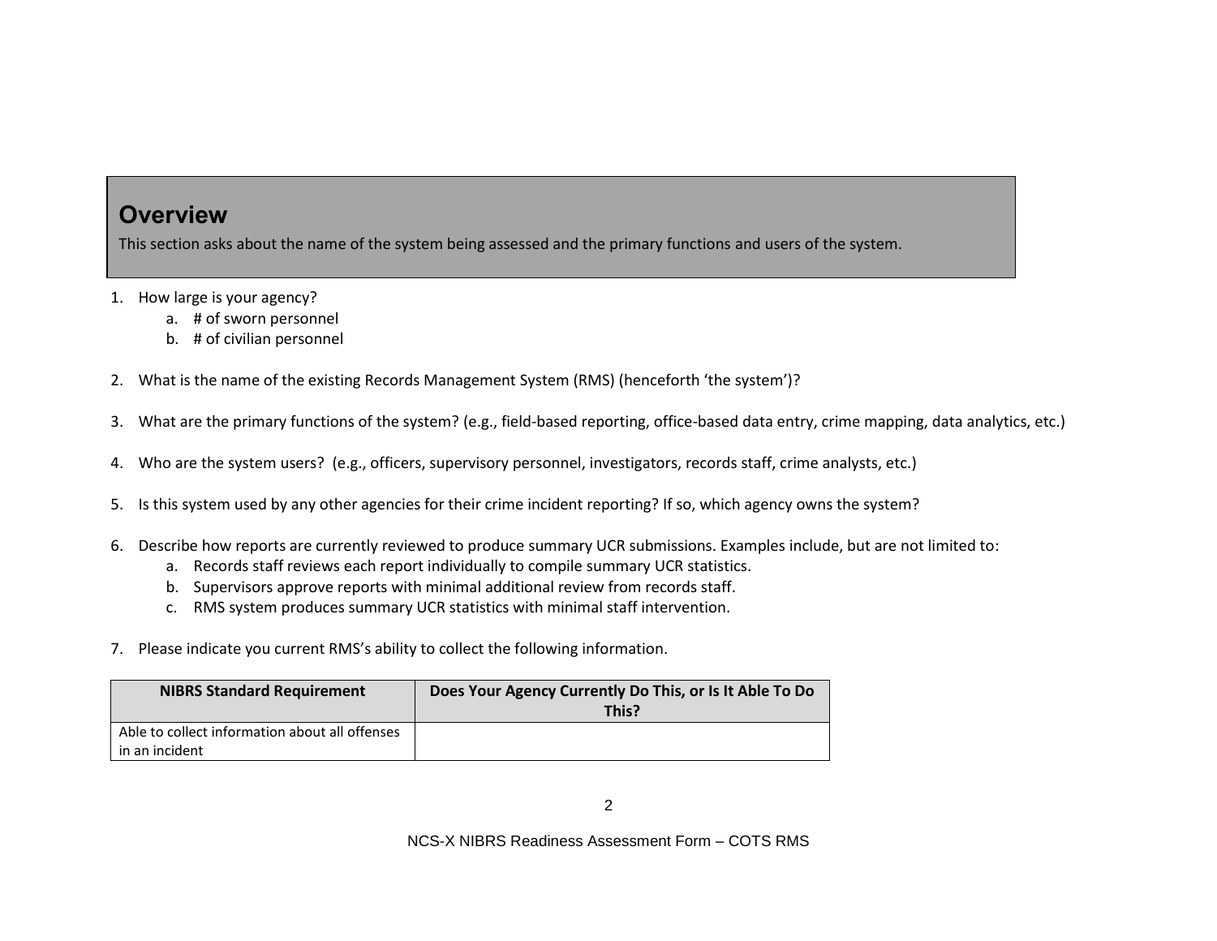## Overview

This section asks about the name of the system being assessed and the primary functions and users of the system.

1. How large is your agency?
   a. # of sworn personnel
   b. # of civilian personnel

2. What is the name of the existing Records Management System (RMS) (henceforth 'the system')?

3. What are the primary functions of the system? (e.g., field-based reporting, office-based data entry, crime mapping, data analytics, etc.)

4. Who are the system users? (e.g., officers, supervisory personnel, investigators, records staff, crime analysts, etc.)

5. Is this system used by any other agencies for their crime incident reporting? If so, which agency owns the system?

6. Describe how reports are currently reviewed to produce summary UCR submissions. Examples include, but are not limited to:
   a. Records staff reviews each report individually to compile summary UCR statistics.
   b. Supervisors approve reports with minimal additional review from records staff.
   c. RMS system produces summary UCR statistics with minimal staff intervention.

7. Please indicate you current RMS's ability to collect the following information.

| NIBRS Standard Requirement | Does Your Agency Currently Do This, or Is It Able To Do This? |
|---|---|
| Able to collect information about all offenses in an incident | |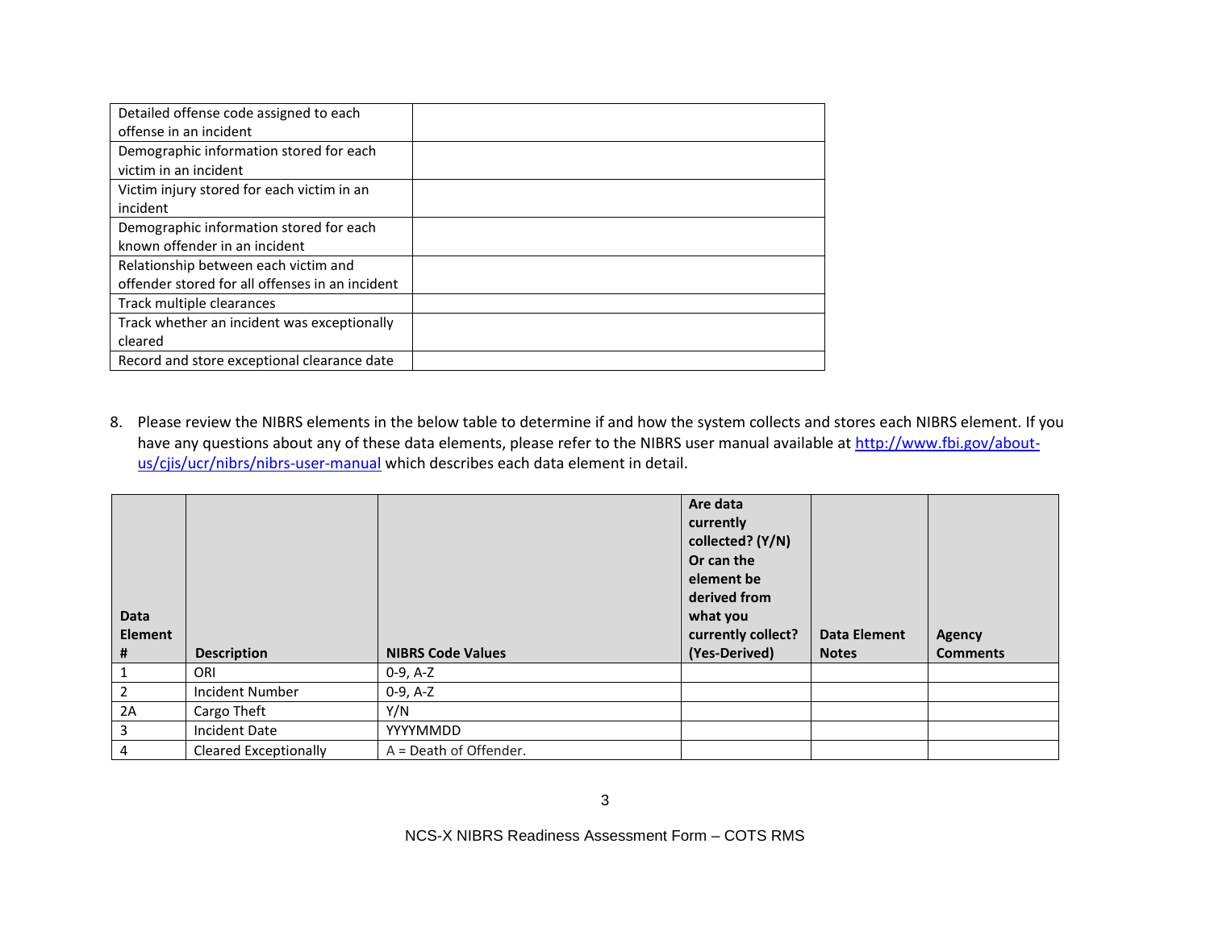| | |
|---|---|
| Detailed offense code assigned to each offense in an incident | |
| Demographic information stored for each victim in an incident | |
| Victim injury stored for each victim in an incident | |
| Demographic information stored for each known offender in an incident | |
| Relationship between each victim and offender stored for all offenses in an incident | |
| Track multiple clearances | |
| Track whether an incident was exceptionally cleared | |
| Record and store exceptional clearance date | |

8. Please review the NIBRS elements in the below table to determine if and how the system collects and stores each NIBRS element. If you have any questions about any of these data elements, please refer to the NIBRS user manual available at [http://www.fbi.gov/about-us/cjis/ucr/nibrs/nibrs-user-manual](http://www.fbi.gov/about-us/cjis/ucr/nibrs/nibrs-user-manual) which describes each data element in detail.

| Data Element # | Description | NIBRS Code Values | Are data currently collected? (Y/N) Or can the element be derived from what you currently collect? (Yes-Derived) | Data Element Notes | Agency Comments |
|---|---|---|---|---|---|
| 1 | ORI | 0-9, A-Z | | | |
| 2 | Incident Number | 0-9, A-Z | | | |
| 2A | Cargo Theft | Y/N | | | |
| 3 | Incident Date | YYYYMMDD | | | |
| 4 | Cleared Exceptionally | A = Death of Offender. | | | |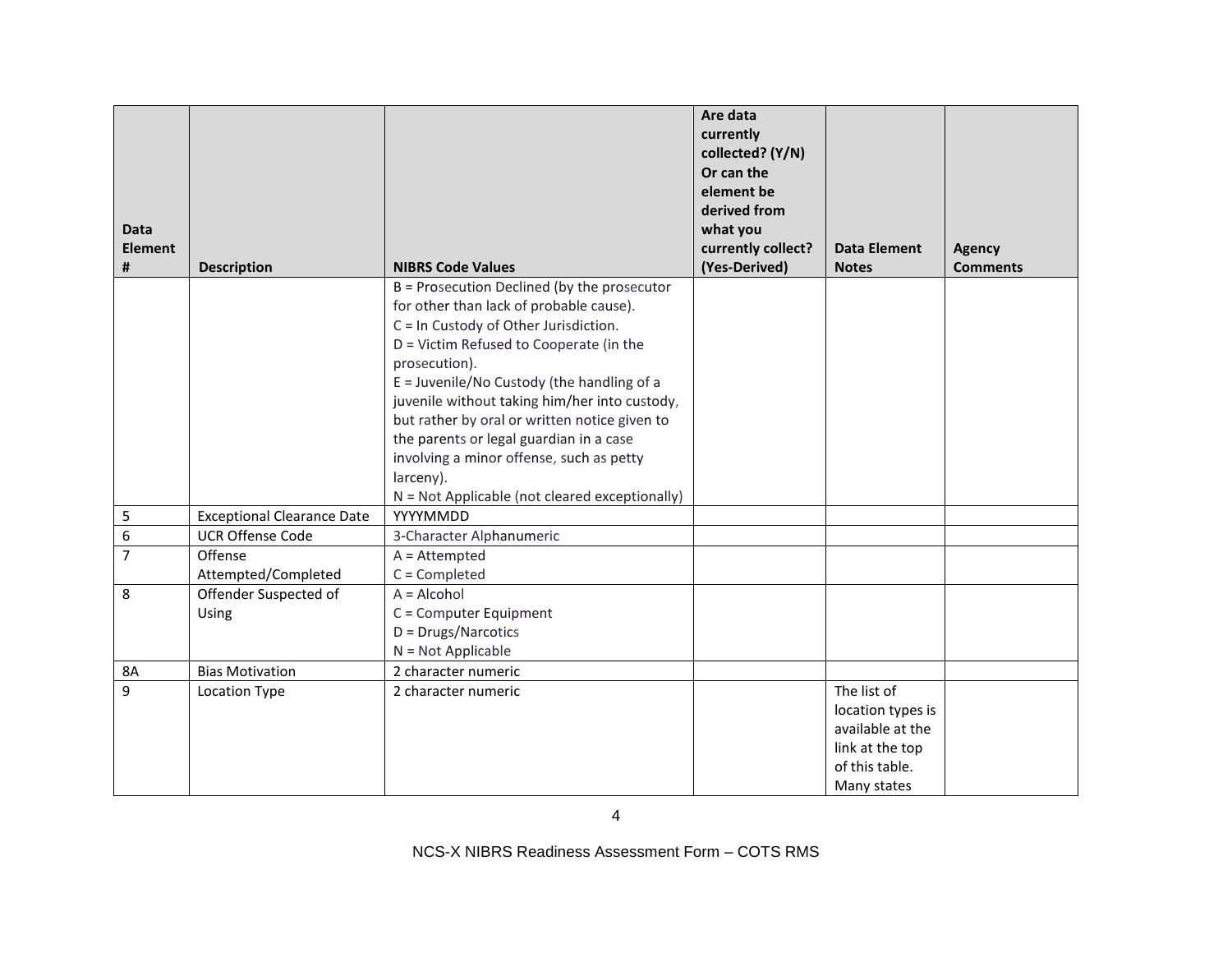| Data Element # | Description | NIBRS Code Values | Are data currently collected? (Y/N) Or can the element be derived from what you currently collect? (Yes-Derived) | Data Element Notes | Agency Comments |
|---|---|---|---|---|---|
| | | B = Prosecution Declined (by the prosecutor for other than lack of probable cause).<br>C = In Custody of Other Jurisdiction.<br>D = Victim Refused to Cooperate (in the prosecution).<br>E = Juvenile/No Custody (the handling of a juvenile without taking him/her into custody, but rather by oral or written notice given to the parents or legal guardian in a case involving a minor offense, such as petty larceny).<br>N = Not Applicable (not cleared exceptionally) | | | |
| 5 | Exceptional Clearance Date | YYYYMMDD | | | |
| 6 | UCR Offense Code | 3-Character Alphanumeric | | | |
| 7 | Offense Attempted/Completed | A = Attempted<br>C = Completed | | | |
| 8 | Offender Suspected of Using | A = Alcohol<br>C = Computer Equipment<br>D = Drugs/Narcotics<br>N = Not Applicable | | | |
| 8A | Bias Motivation | 2 character numeric | | | |
| 9 | Location Type | 2 character numeric | | The list of location types is available at the link at the top of this table. Many states | |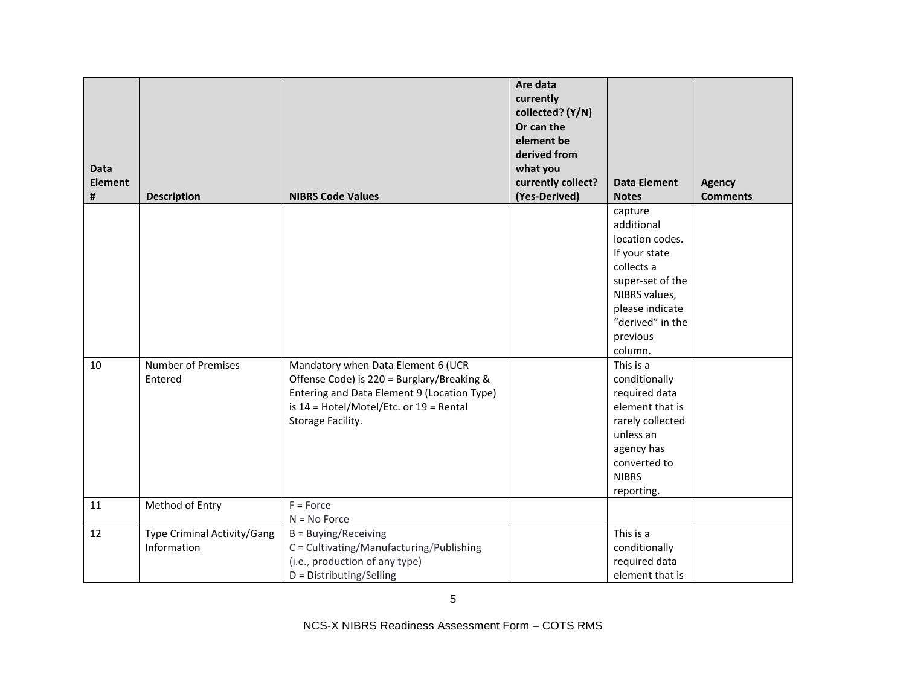| Data Element # | Description | NIBRS Code Values | Are data currently collected? (Y/N) Or can the element be derived from what you currently collect? (Yes-Derived) | Data Element Notes | Agency Comments |
|---|---|---|---|---|---|
| | | | | capture additional location codes. If your state collects a super-set of the NIBRS values, please indicate "derived" in the previous column. | |
| 10 | Number of Premises Entered | Mandatory when Data Element 6 (UCR Offense Code) is 220 = Burglary/Breaking & Entering and Data Element 9 (Location Type) is 14 = Hotel/Motel/Etc. or 19 = Rental Storage Facility. | | This is a conditionally required data element that is rarely collected unless an agency has converted to NIBRS reporting. | |
| 11 | Method of Entry | F = Force<br>N = No Force | | | |
| 12 | Type Criminal Activity/Gang Information | B = Buying/Receiving<br>C = Cultivating/Manufacturing/Publishing (i.e., production of any type)<br>D = Distributing/Selling | | This is a conditionally required data element that is | |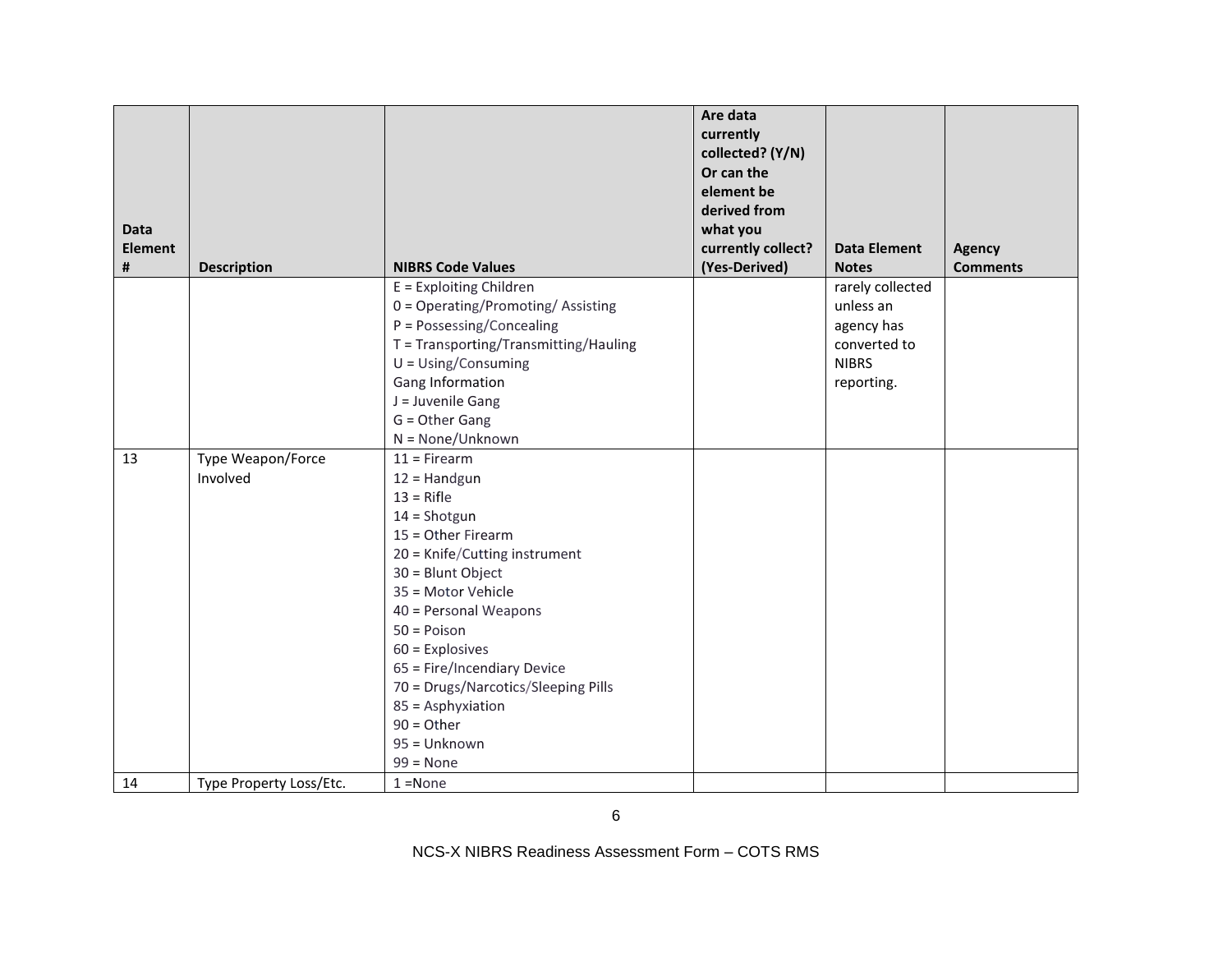| Data Element # | Description | NIBRS Code Values | Are data currently collected? (Y/N) Or can the element be derived from what you currently collect? (Yes-Derived) | Data Element Notes | Agency Comments |
|---|---|---|---|---|---|
| | | E = Exploiting Children<br>0 = Operating/Promoting/ Assisting<br>P = Possessing/Concealing<br>T = Transporting/Transmitting/Hauling<br>U = Using/Consuming<br>Gang Information<br>J = Juvenile Gang<br>G = Other Gang<br>N = None/Unknown | | rarely collected unless an agency has converted to NIBRS reporting. | |
| 13 | Type Weapon/Force Involved | 11 = Firearm<br>12 = Handgun<br>13 = Rifle<br>14 = Shotgun<br>15 = Other Firearm<br>20 = Knife/Cutting instrument<br>30 = Blunt Object<br>35 = Motor Vehicle<br>40 = Personal Weapons<br>50 = Poison<br>60 = Explosives<br>65 = Fire/Incendiary Device<br>70 = Drugs/Narcotics/Sleeping Pills<br>85 = Asphyxiation<br>90 = Other<br>95 = Unknown<br>99 = None | | | |
| 14 | Type Property Loss/Etc. | 1 =None | | | |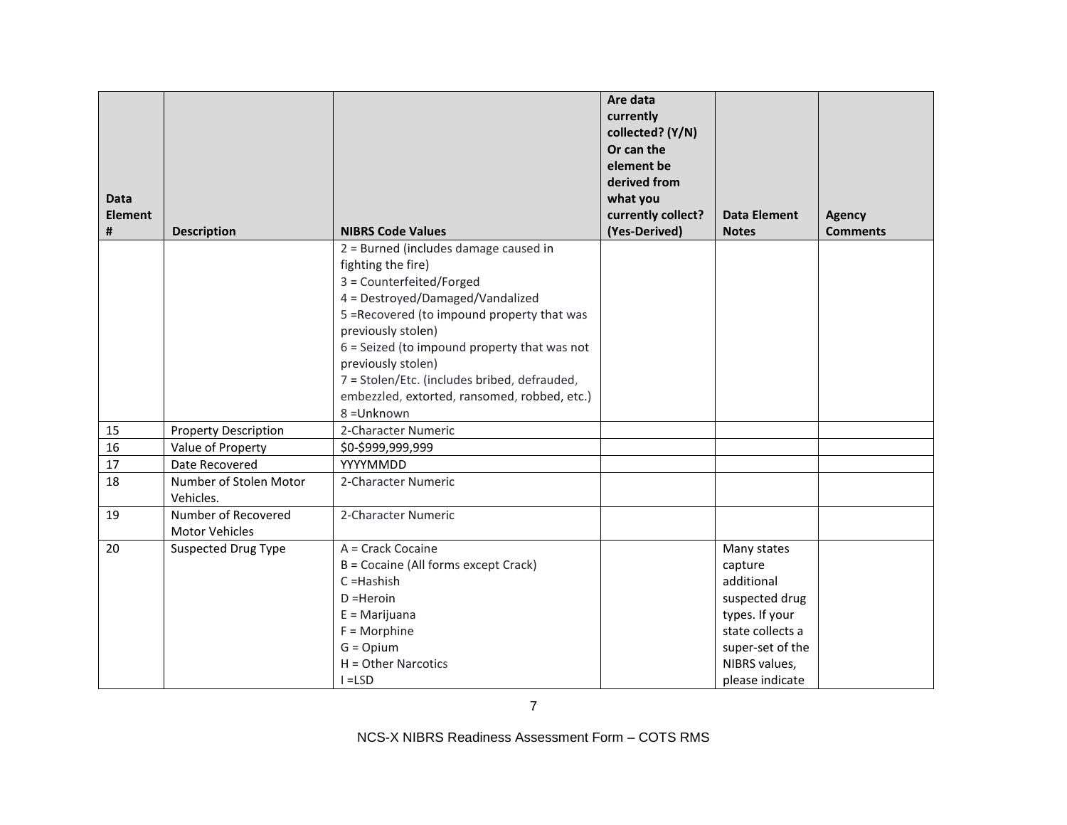| Data Element # | Description | NIBRS Code Values | Are data currently collected? (Y/N) Or can the element be derived from what you currently collect? (Yes-Derived) | Data Element Notes | Agency Comments |
|---|---|---|---|---|---|
| | | 2 = Burned (includes damage caused in fighting the fire)<br>3 = Counterfeited/Forged<br>4 = Destroyed/Damaged/Vandalized<br>5 =Recovered (to impound property that was previously stolen)<br>6 = Seized (to impound property that was not previously stolen)<br>7 = Stolen/Etc. (includes bribed, defrauded, embezzled, extorted, ransomed, robbed, etc.)<br>8 =Unknown | | | |
| 15 | Property Description | 2-Character Numeric | | | |
| 16 | Value of Property | $0-$999,999,999 | | | |
| 17 | Date Recovered | YYYYMMDD | | | |
| 18 | Number of Stolen Motor Vehicles. | 2-Character Numeric | | | |
| 19 | Number of Recovered Motor Vehicles | 2-Character Numeric | | | |
| 20 | Suspected Drug Type | A = Crack Cocaine<br>B = Cocaine (All forms except Crack)<br>C =Hashish<br>D =Heroin<br>E = Marijuana<br>F = Morphine<br>G = Opium<br>H = Other Narcotics<br>I =LSD | | Many states capture additional suspected drug types. If your state collects a super-set of the NIBRS values, please indicate | |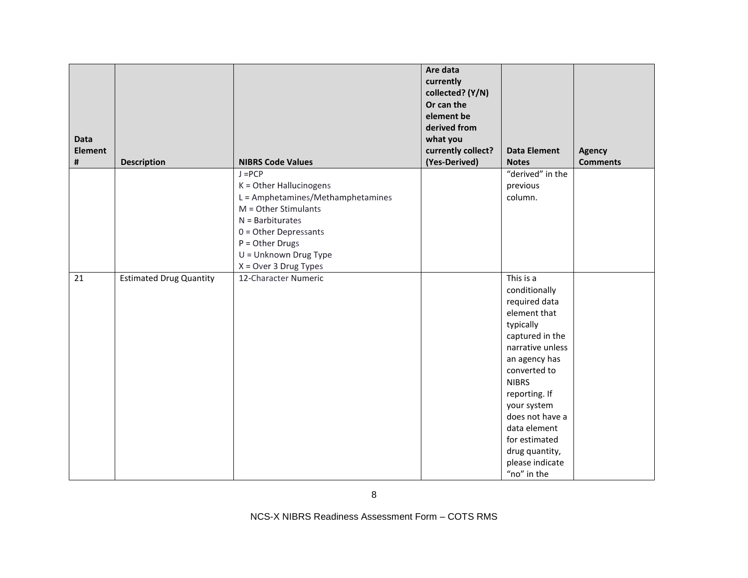| Data Element # | Description | NIBRS Code Values | Are data currently collected? (Y/N) Or can the element be derived from what you currently collect? (Yes-Derived) | Data Element Notes | Agency Comments |
|---|---|---|---|---|---|
| | | J =PCP<br>K = Other Hallucinogens<br>L = Amphetamines/Methamphetamines<br>M = Other Stimulants<br>N = Barbiturates<br>0 = Other Depressants<br>P = Other Drugs<br>U = Unknown Drug Type<br>X = Over 3 Drug Types | | "derived" in the previous column. | |
| 21 | Estimated Drug Quantity | 12-Character Numeric | | This is a conditionally required data element that typically captured in the narrative unless an agency has converted to NIBRS reporting. If your system does not have a data element for estimated drug quantity, please indicate "no" in the | |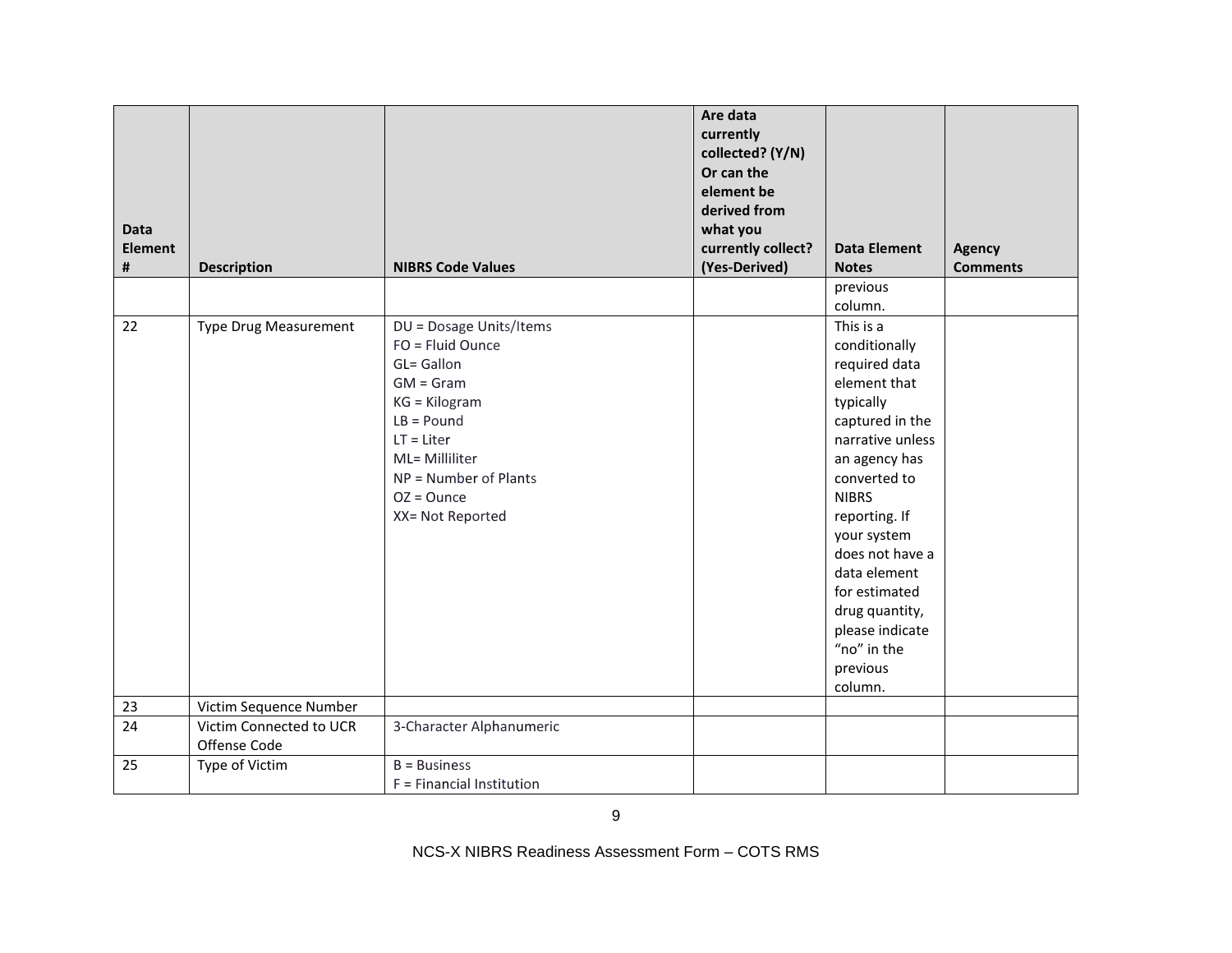| Data Element # | Description | NIBRS Code Values | Are data currently collected? (Y/N) Or can the element be derived from what you currently collect? (Yes-Derived) | Data Element Notes | Agency Comments |
|---|---|---|---|---|---|
| | | | | previous column. | |
| 22 | Type Drug Measurement | DU = Dosage Units/Items<br>FO = Fluid Ounce<br>GL= Gallon<br>GM = Gram<br>KG = Kilogram<br>LB = Pound<br>LT = Liter<br>ML= Milliliter<br>NP = Number of Plants<br>OZ = Ounce<br>XX= Not Reported | | This is a conditionally required data element that typically captured in the narrative unless an agency has converted to NIBRS reporting. If your system does not have a data element for estimated drug quantity, please indicate "no" in the previous column. | |
| 23 | Victim Sequence Number | | | | |
| 24 | Victim Connected to UCR Offense Code | 3-Character Alphanumeric | | | |
| 25 | Type of Victim | B = Business<br>F = Financial Institution | | | |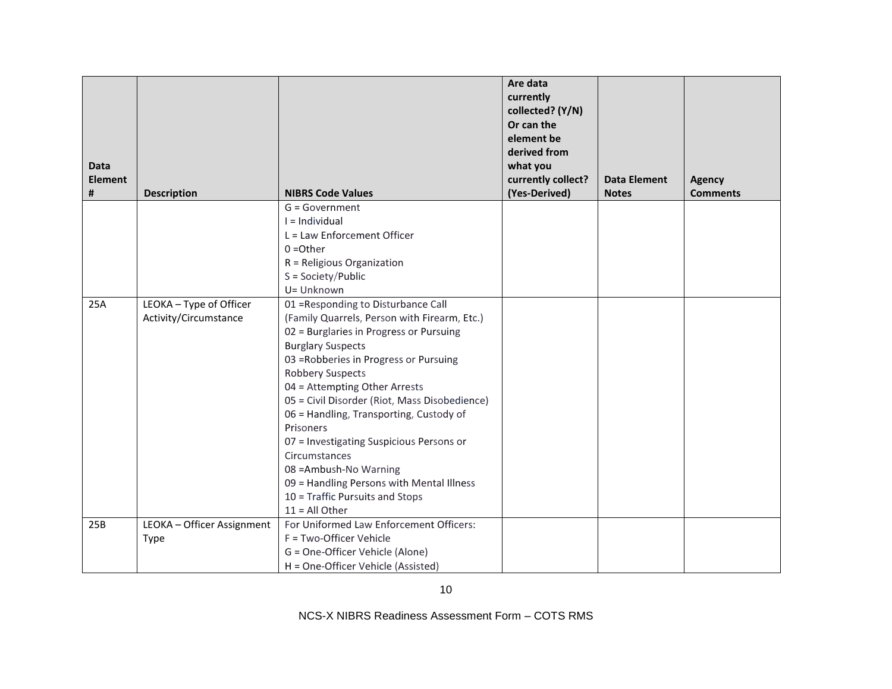| Data Element # | Description | NIBRS Code Values | Are data currently collected? (Y/N) Or can the element be derived from what you currently collect? (Yes-Derived) | Data Element Notes | Agency Comments |
|---|---|---|---|---|---|
| | | G = Government<br>I = Individual<br>L = Law Enforcement Officer<br>0 =Other<br>R = Religious Organization<br>S = Society/Public<br>U= Unknown | | | |
| 25A | LEOKA – Type of Officer Activity/Circumstance | 01 =Responding to Disturbance Call (Family Quarrels, Person with Firearm, Etc.)<br>02 = Burglaries in Progress or Pursuing Burglary Suspects<br>03 =Robberies in Progress or Pursuing Robbery Suspects<br>04 = Attempting Other Arrests<br>05 = Civil Disorder (Riot, Mass Disobedience)<br>06 = Handling, Transporting, Custody of Prisoners<br>07 = Investigating Suspicious Persons or Circumstances<br>08 =Ambush-No Warning<br>09 = Handling Persons with Mental Illness<br>10 = Traffic Pursuits and Stops<br>11 = All Other | | | |
| 25B | LEOKA – Officer Assignment Type | For Uniformed Law Enforcement Officers:<br>F = Two-Officer Vehicle<br>G = One-Officer Vehicle (Alone)<br>H = One-Officer Vehicle (Assisted) | | | |

NCS-X NIBRS Readiness Assessment Form – COTS RMS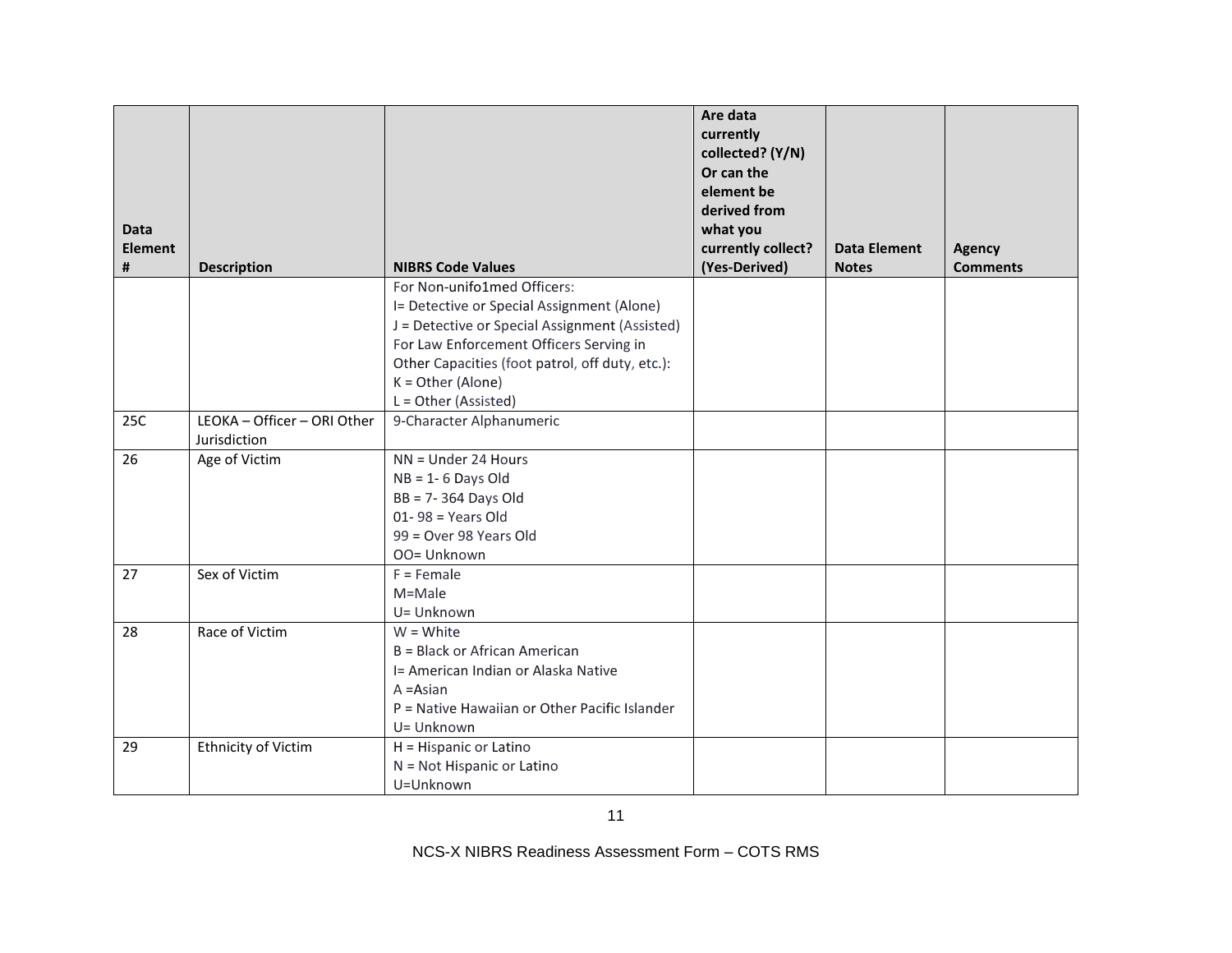| Data Element # | Description | NIBRS Code Values | Are data currently collected? (Y/N) Or can the element be derived from what you currently collect? (Yes-Derived) | Data Element Notes | Agency Comments |
|---|---|---|---|---|---|
| | | For Non-unifo1med Officers:<br>I= Detective or Special Assignment (Alone)<br>J = Detective or Special Assignment (Assisted)<br>For Law Enforcement Officers Serving in Other Capacities (foot patrol, off duty, etc.):<br>K = Other (Alone)<br>L = Other (Assisted) | | | |
| 25C | LEOKA – Officer – ORI Other Jurisdiction | 9-Character Alphanumeric | | | |
| 26 | Age of Victim | NN = Under 24 Hours<br>NB = 1- 6 Days Old<br>BB = 7- 364 Days Old<br>01- 98 = Years Old<br>99 = Over 98 Years Old<br>OO= Unknown | | | |
| 27 | Sex of Victim | F = Female<br>M=Male<br>U= Unknown | | | |
| 28 | Race of Victim | W = White<br>B = Black or African American<br>I= American Indian or Alaska Native<br>A =Asian<br>P = Native Hawaiian or Other Pacific Islander<br>U= Unknown | | | |
| 29 | Ethnicity of Victim | H = Hispanic or Latino<br>N = Not Hispanic or Latino<br>U=Unknown | | | |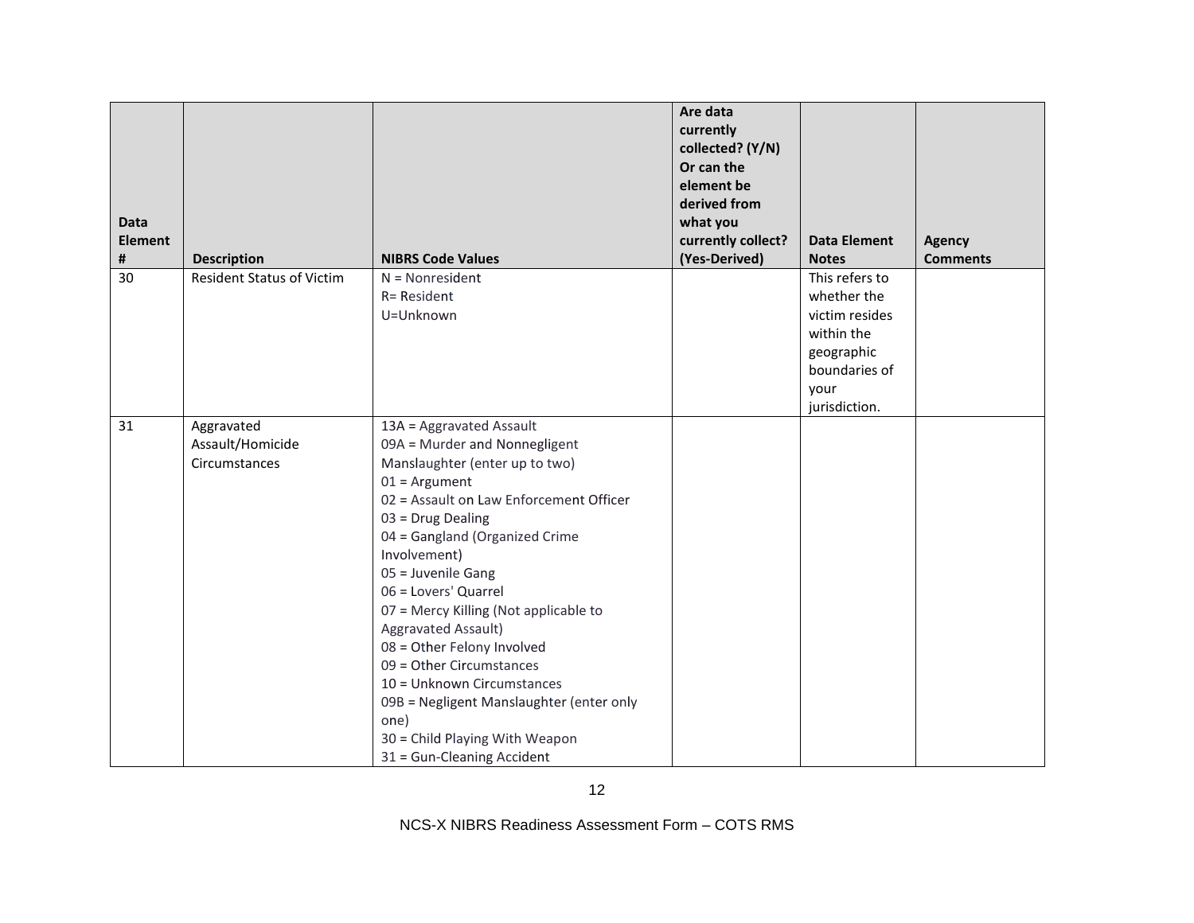| Data Element # | Description | NIBRS Code Values | Are data currently collected? (Y/N) Or can the element be derived from what you currently collect? (Yes-Derived) | Data Element Notes | Agency Comments |
|---|---|---|---|---|---|
| 30 | Resident Status of Victim | N = Nonresident<br>R= Resident<br>U=Unknown | | This refers to whether the victim resides within the geographic boundaries of your jurisdiction. | |
| 31 | Aggravated Assault/Homicide Circumstances | 13A = Aggravated Assault<br>09A = Murder and Nonnegligent Manslaughter (enter up to two)<br>01 = Argument<br>02 = Assault on Law Enforcement Officer<br>03 = Drug Dealing<br>04 = Gangland (Organized Crime Involvement)<br>05 = Juvenile Gang<br>06 = Lovers' Quarrel<br>07 = Mercy Killing (Not applicable to Aggravated Assault)<br>08 = Other Felony Involved<br>09 = Other Circumstances<br>10 = Unknown Circumstances<br>09B = Negligent Manslaughter (enter only one)<br>30 = Child Playing With Weapon<br>31 = Gun-Cleaning Accident | | | |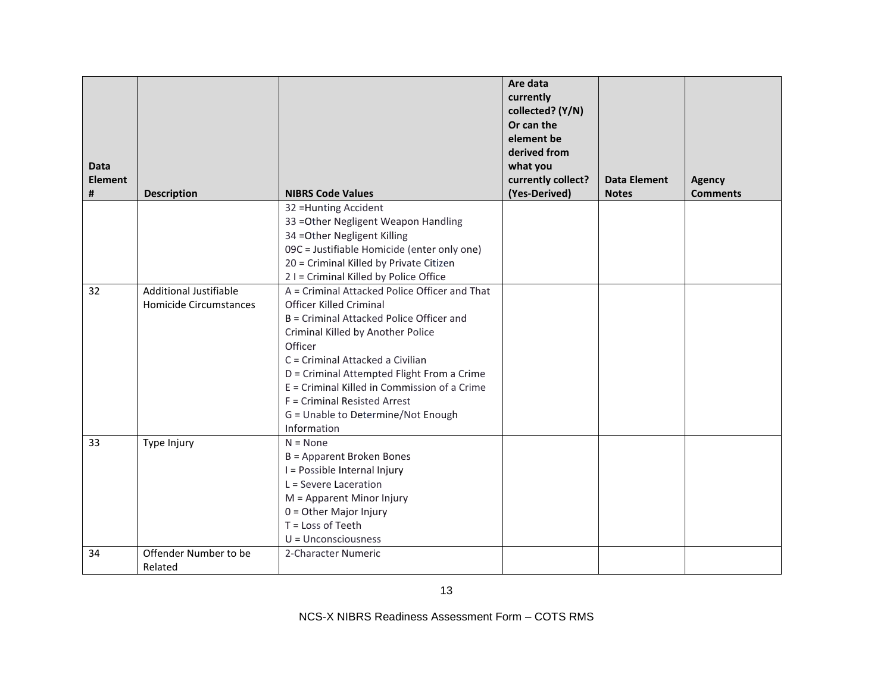| Data Element # | Description | NIBRS Code Values | Are data currently collected? (Y/N) Or can the element be derived from what you currently collect? (Yes-Derived) | Data Element Notes | Agency Comments |
|---|---|---|---|---|---|
| | | 32 =Hunting Accident<br>33 =Other Negligent Weapon Handling<br>34 =Other Negligent Killing<br>09C = Justifiable Homicide (enter only one)<br>20 = Criminal Killed by Private Citizen<br>2 I = Criminal Killed by Police Office | | | |
| 32 | Additional Justifiable Homicide Circumstances | A = Criminal Attacked Police Officer and That Officer Killed Criminal<br>B = Criminal Attacked Police Officer and Criminal Killed by Another Police Officer<br>C = Criminal Attacked a Civilian<br>D = Criminal Attempted Flight From a Crime<br>E = Criminal Killed in Commission of a Crime<br>F = Criminal Resisted Arrest<br>G = Unable to Determine/Not Enough Information | | | |
| 33 | Type Injury | N = None<br>B = Apparent Broken Bones<br>I = Possible Internal Injury<br>L = Severe Laceration<br>M = Apparent Minor Injury<br>0 = Other Major Injury<br>T = Loss of Teeth<br>U = Unconsciousness | | | |
| 34 | Offender Number to be Related | 2-Character Numeric | | | |

NCS-X NIBRS Readiness Assessment Form – COTS RMS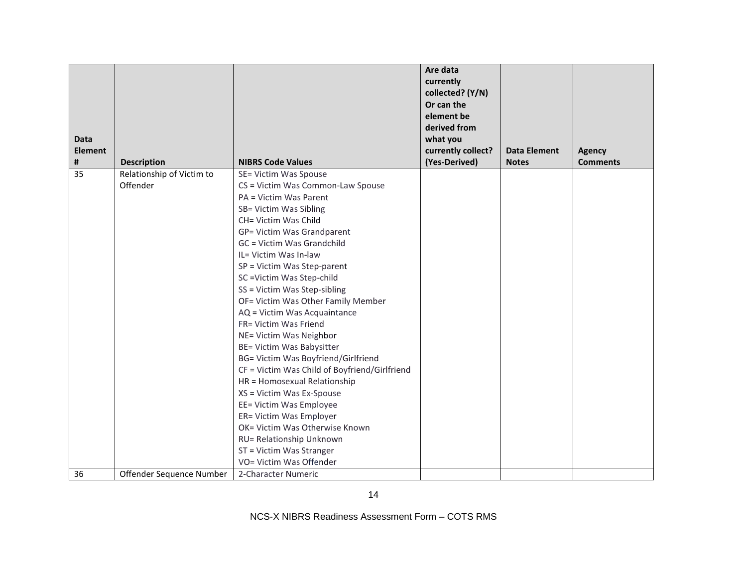| Data Element # | Description | NIBRS Code Values | Are data currently collected? (Y/N) Or can the element be derived from what you currently collect? (Yes-Derived) | Data Element Notes | Agency Comments |
|---|---|---|---|---|---|
| 35 | Relationship of Victim to Offender | SE= Victim Was Spouse<br>CS = Victim Was Common-Law Spouse<br>PA = Victim Was Parent<br>SB= Victim Was Sibling<br>CH= Victim Was Child<br>GP= Victim Was Grandparent<br>GC = Victim Was Grandchild<br>IL= Victim Was In-law<br>SP = Victim Was Step-parent<br>SC =Victim Was Step-child<br>SS = Victim Was Step-sibling<br>OF= Victim Was Other Family Member<br>AQ = Victim Was Acquaintance<br>FR= Victim Was Friend<br>NE= Victim Was Neighbor<br>BE= Victim Was Babysitter<br>BG= Victim Was Boyfriend/Girlfriend<br>CF = Victim Was Child of Boyfriend/Girlfriend<br>HR = Homosexual Relationship<br>XS = Victim Was Ex-Spouse<br>EE= Victim Was Employee<br>ER= Victim Was Employer<br>OK= Victim Was Otherwise Known<br>RU= Relationship Unknown<br>ST = Victim Was Stranger<br>VO= Victim Was Offender | | | |
| 36 | Offender Sequence Number | 2-Character Numeric | | | |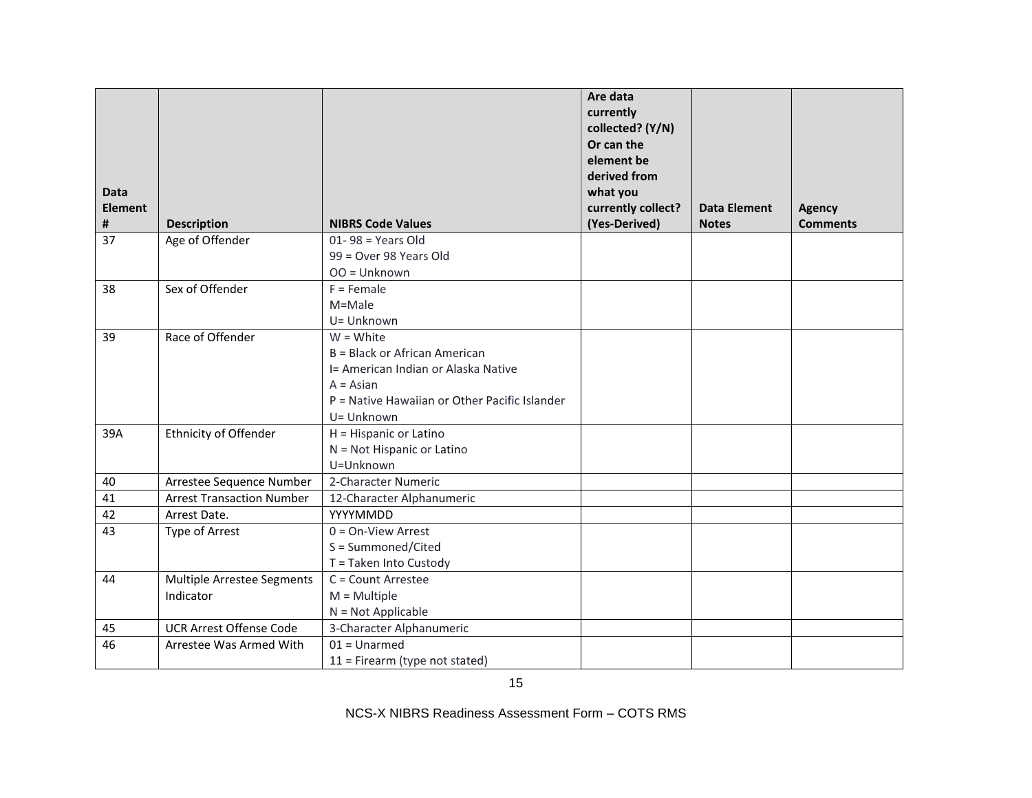| Data Element # | Description | NIBRS Code Values | Are data currently collected? (Y/N) Or can the element be derived from what you currently collect? (Yes-Derived) | Data Element Notes | Agency Comments |
|---|---|---|---|---|---|
| 37 | Age of Offender | 01- 98 = Years Old<br>99 = Over 98 Years Old<br>OO = Unknown | | | |
| 38 | Sex of Offender | F = Female<br>M=Male<br>U= Unknown | | | |
| 39 | Race of Offender | W = White<br>B = Black or African American<br>I= American Indian or Alaska Native<br>A = Asian<br>P = Native Hawaiian or Other Pacific Islander<br>U= Unknown | | | |
| 39A | Ethnicity of Offender | H = Hispanic or Latino<br>N = Not Hispanic or Latino<br>U=Unknown | | | |
| 40 | Arrestee Sequence Number | 2-Character Numeric | | | |
| 41 | Arrest Transaction Number | 12-Character Alphanumeric | | | |
| 42 | Arrest Date. | YYYYMMDD | | | |
| 43 | Type of Arrest | 0 = On-View Arrest<br>S = Summoned/Cited<br>T = Taken Into Custody | | | |
| 44 | Multiple Arrestee Segments Indicator | C = Count Arrestee<br>M = Multiple<br>N = Not Applicable | | | |
| 45 | UCR Arrest Offense Code | 3-Character Alphanumeric | | | |
| 46 | Arrestee Was Armed With | 01 = Unarmed<br>11 = Firearm (type not stated) | | | |

NCS-X NIBRS Readiness Assessment Form – COTS RMS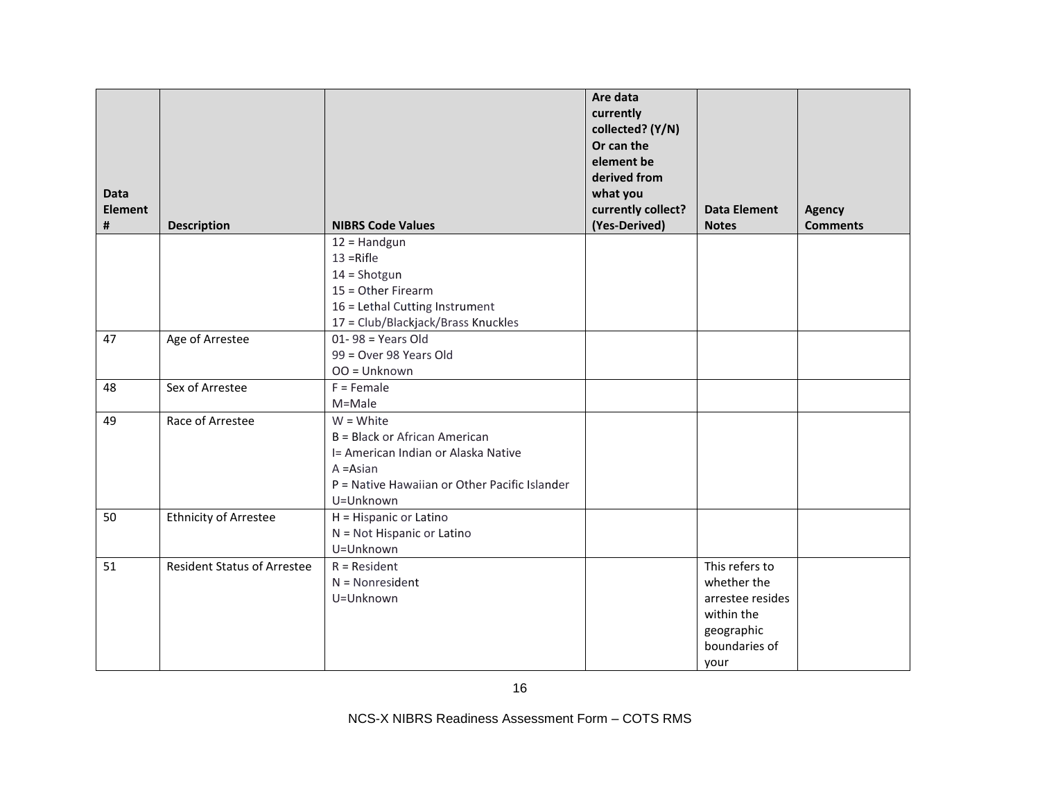| Data Element # | Description | NIBRS Code Values | Are data currently collected? (Y/N) Or can the element be derived from what you currently collect? (Yes-Derived) | Data Element Notes | Agency Comments |
|---|---|---|---|---|---|
| | | 12 = Handgun<br>13 =Rifle<br>14 = Shotgun<br>15 = Other Firearm<br>16 = Lethal Cutting Instrument<br>17 = Club/Blackjack/Brass Knuckles | | | |
| 47 | Age of Arrestee | 01- 98 = Years Old<br>99 = Over 98 Years Old<br>OO = Unknown | | | |
| 48 | Sex of Arrestee | F = Female<br>M=Male | | | |
| 49 | Race of Arrestee | W = White<br>B = Black or African American<br>I= American Indian or Alaska Native<br>A =Asian<br>P = Native Hawaiian or Other Pacific Islander<br>U=Unknown | | | |
| 50 | Ethnicity of Arrestee | H = Hispanic or Latino<br>N = Not Hispanic or Latino<br>U=Unknown | | | |
| 51 | Resident Status of Arrestee | R = Resident<br>N = Nonresident<br>U=Unknown | | This refers to whether the arrestee resides within the geographic boundaries of your | |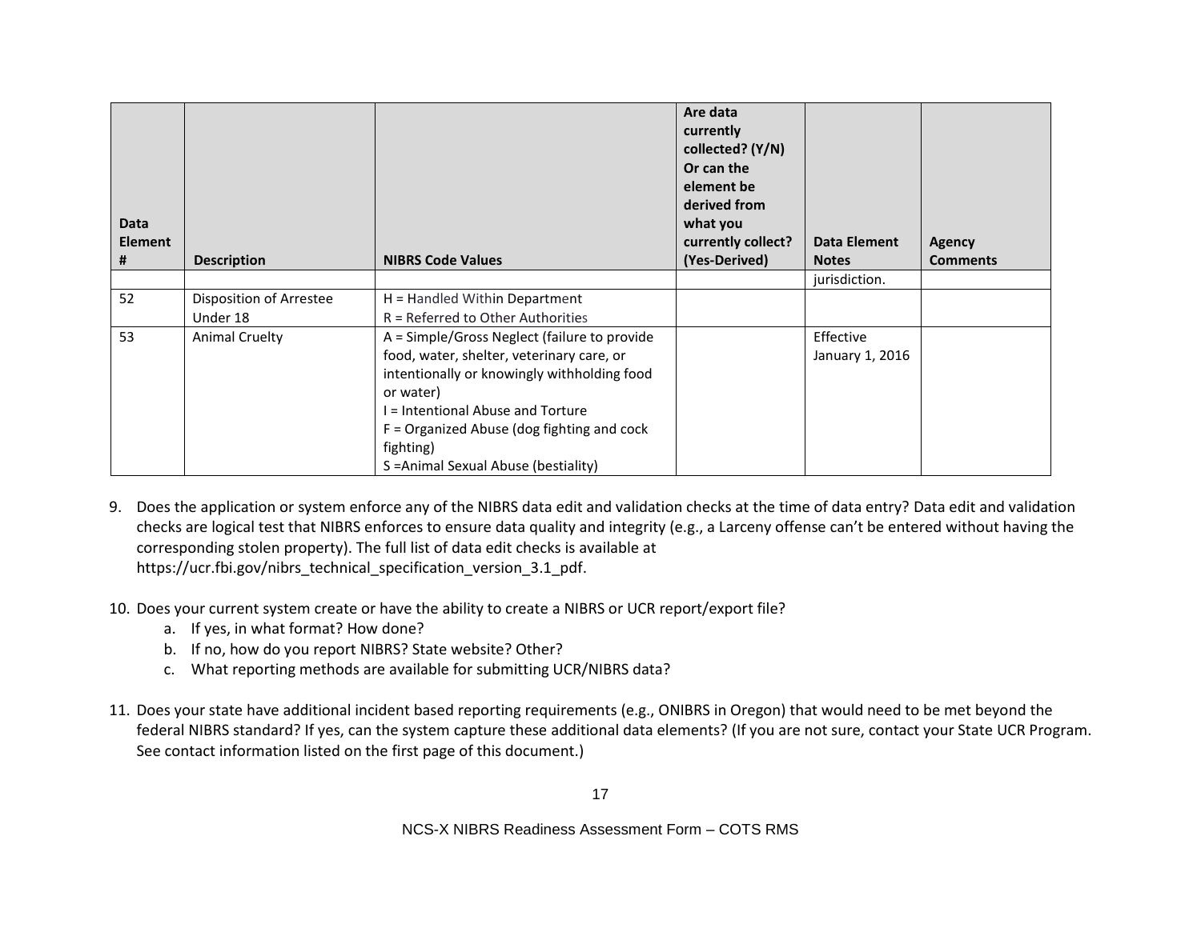| Data Element # | Description | NIBRS Code Values | Are data currently collected? (Y/N) Or can the element be derived from what you currently collect? (Yes-Derived) | Data Element Notes | Agency Comments |
|---|---|---|---|---|---|
| | | | | jurisdiction. | |
| 52 | Disposition of Arrestee Under 18 | H = Handled Within Department<br>R = Referred to Other Authorities | | | |
| 53 | Animal Cruelty | A = Simple/Gross Neglect (failure to provide food, water, shelter, veterinary care, or intentionally or knowingly withholding food or water)<br>I = Intentional Abuse and Torture<br>F = Organized Abuse (dog fighting and cock fighting)<br>S =Animal Sexual Abuse (bestiality) | | Effective January 1, 2016 | |

9. Does the application or system enforce any of the NIBRS data edit and validation checks at the time of data entry? Data edit and validation checks are logical test that NIBRS enforces to ensure data quality and integrity (e.g., a Larceny offense can't be entered without having the corresponding stolen property). The full list of data edit checks is available at https://ucr.fbi.gov/nibrs_technical_specification_version_3.1_pdf.

10. Does your current system create or have the ability to create a NIBRS or UCR report/export file?
    a. If yes, in what format? How done?
    b. If no, how do you report NIBRS? State website? Other?
    c. What reporting methods are available for submitting UCR/NIBRS data?

11. Does your state have additional incident based reporting requirements (e.g., ONIBRS in Oregon) that would need to be met beyond the federal NIBRS standard? If yes, can the system capture these additional data elements? (If you are not sure, contact your State UCR Program. See contact information listed on the first page of this document.)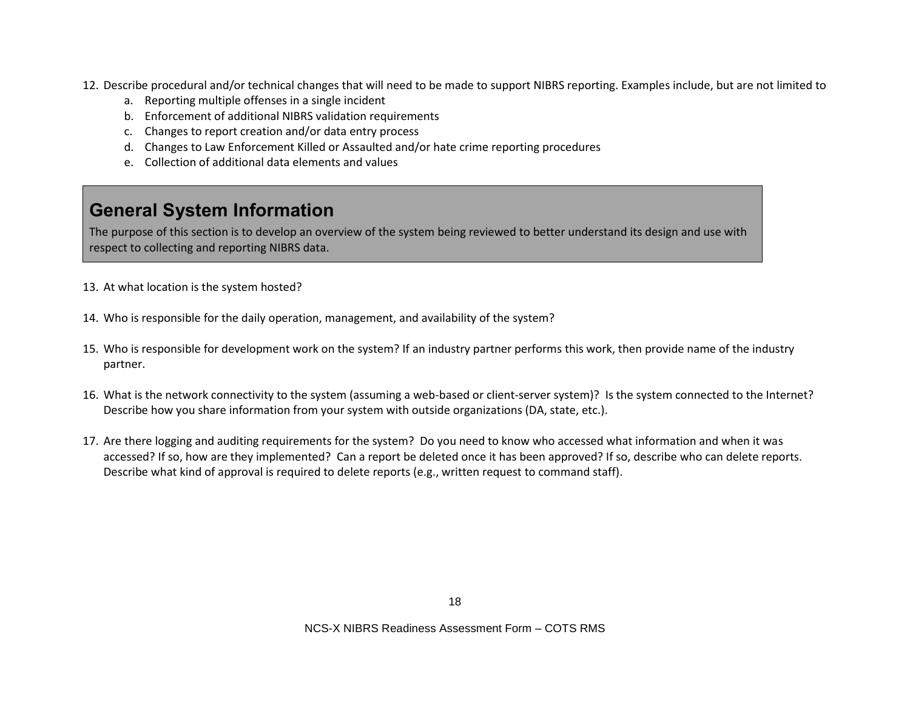12. Describe procedural and/or technical changes that will need to be made to support NIBRS reporting. Examples include, but are not limited to
    a. Reporting multiple offenses in a single incident
    b. Enforcement of additional NIBRS validation requirements
    c. Changes to report creation and/or data entry process
    d. Changes to Law Enforcement Killed or Assaulted and/or hate crime reporting procedures
    e. Collection of additional data elements and values

## General System Information

The purpose of this section is to develop an overview of the system being reviewed to better understand its design and use with respect to collecting and reporting NIBRS data.

13. At what location is the system hosted?

14. Who is responsible for the daily operation, management, and availability of the system?

15. Who is responsible for development work on the system? If an industry partner performs this work, then provide name of the industry partner.

16. What is the network connectivity to the system (assuming a web-based or client-server system)? Is the system connected to the Internet? Describe how you share information from your system with outside organizations (DA, state, etc.).

17. Are there logging and auditing requirements for the system? Do you need to know who accessed what information and when it was accessed? If so, how are they implemented? Can a report be deleted once it has been approved? If so, describe who can delete reports. Describe what kind of approval is required to delete reports (e.g., written request to command staff).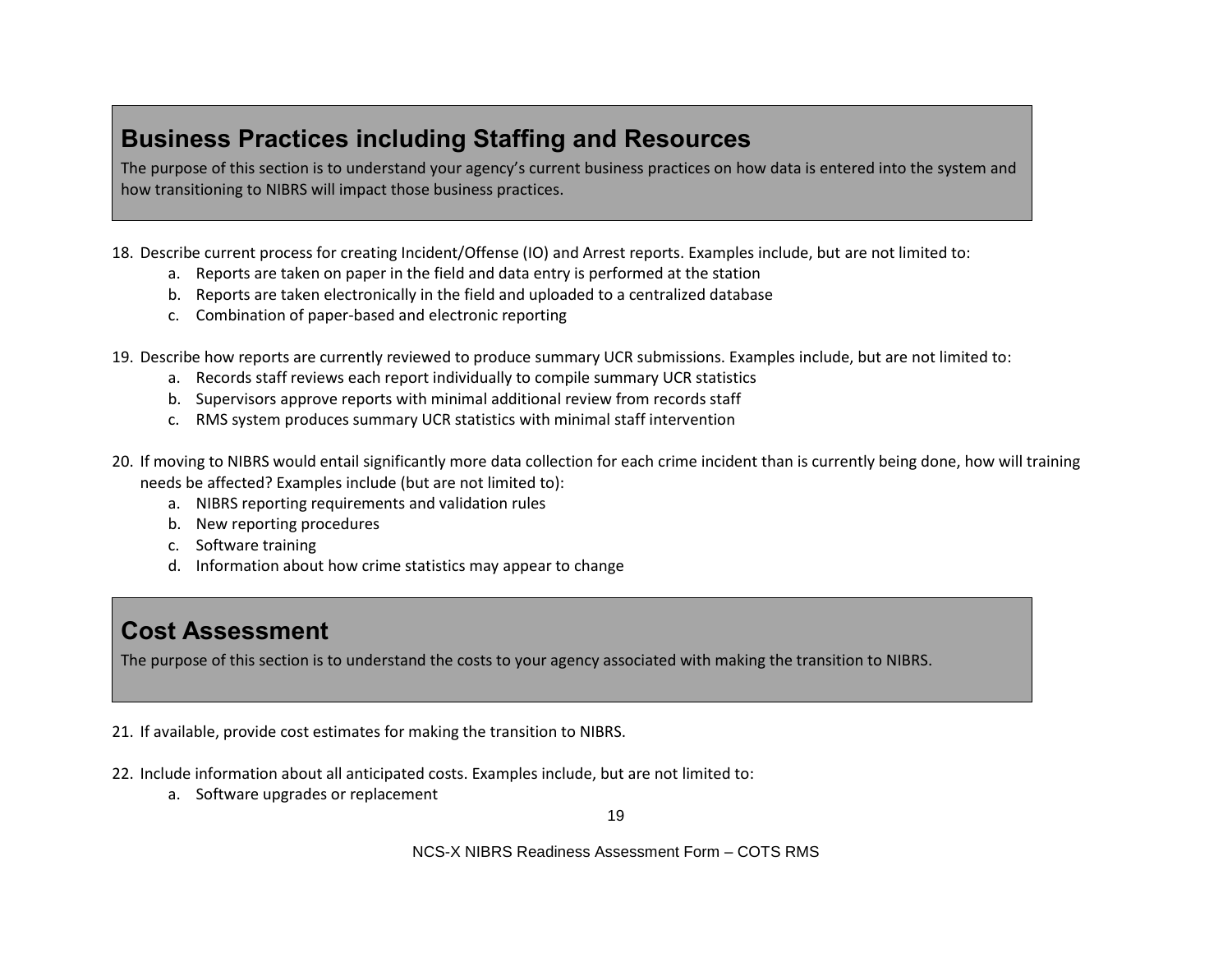## Business Practices including Staffing and Resources

The purpose of this section is to understand your agency's current business practices on how data is entered into the system and how transitioning to NIBRS will impact those business practices.

18. Describe current process for creating Incident/Offense (IO) and Arrest reports. Examples include, but are not limited to:
    a. Reports are taken on paper in the field and data entry is performed at the station
    b. Reports are taken electronically in the field and uploaded to a centralized database
    c. Combination of paper-based and electronic reporting

19. Describe how reports are currently reviewed to produce summary UCR submissions. Examples include, but are not limited to:
    a. Records staff reviews each report individually to compile summary UCR statistics
    b. Supervisors approve reports with minimal additional review from records staff
    c. RMS system produces summary UCR statistics with minimal staff intervention

20. If moving to NIBRS would entail significantly more data collection for each crime incident than is currently being done, how will training needs be affected? Examples include (but are not limited to):
    a. NIBRS reporting requirements and validation rules
    b. New reporting procedures
    c. Software training
    d. Information about how crime statistics may appear to change

## Cost Assessment

The purpose of this section is to understand the costs to your agency associated with making the transition to NIBRS.

21. If available, provide cost estimates for making the transition to NIBRS.

22. Include information about all anticipated costs. Examples include, but are not limited to:
    a. Software upgrades or replacement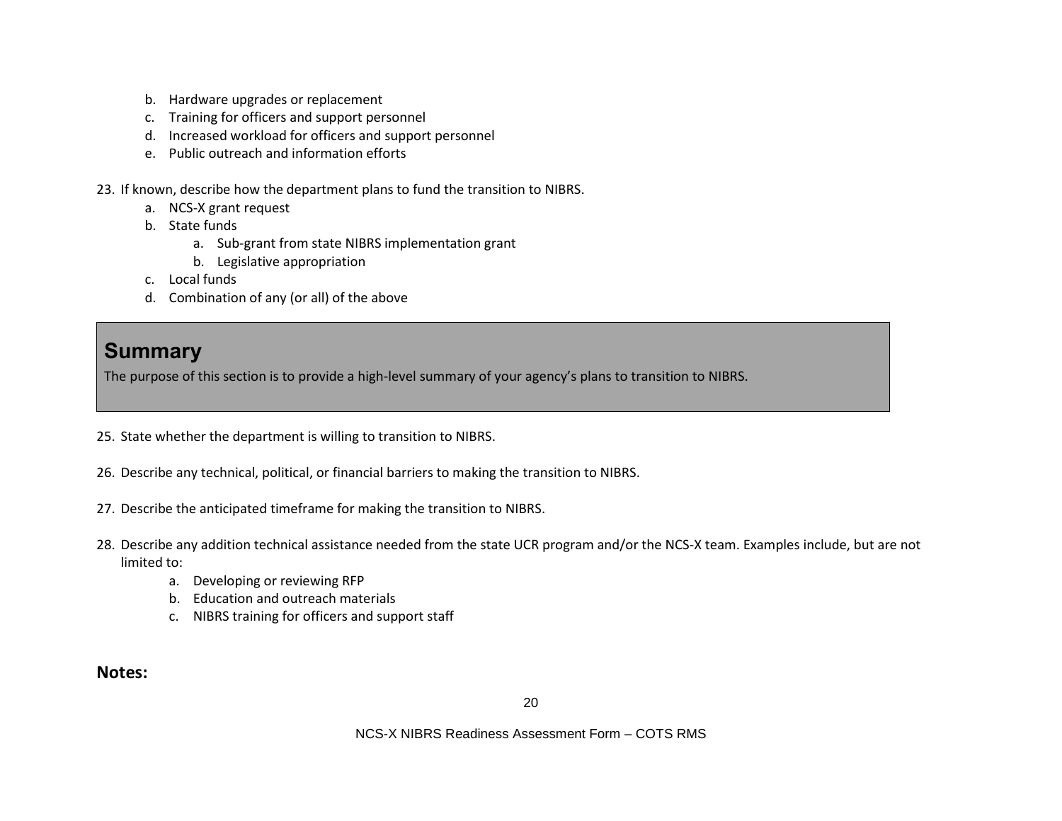b. Hardware upgrades or replacement
   c. Training for officers and support personnel
   d. Increased workload for officers and support personnel
   e. Public outreach and information efforts

23. If known, describe how the department plans to fund the transition to NIBRS.
    a. NCS-X grant request
    b. State funds
       a. Sub-grant from state NIBRS implementation grant
       b. Legislative appropriation
    c. Local funds
    d. Combination of any (or all) of the above

## Summary

The purpose of this section is to provide a high-level summary of your agency's plans to transition to NIBRS.

25. State whether the department is willing to transition to NIBRS.

26. Describe any technical, political, or financial barriers to making the transition to NIBRS.

27. Describe the anticipated timeframe for making the transition to NIBRS.

28. Describe any addition technical assistance needed from the state UCR program and/or the NCS-X team. Examples include, but are not limited to:
    a. Developing or reviewing RFP
    b. Education and outreach materials
    c. NIBRS training for officers and support staff

**Notes:**